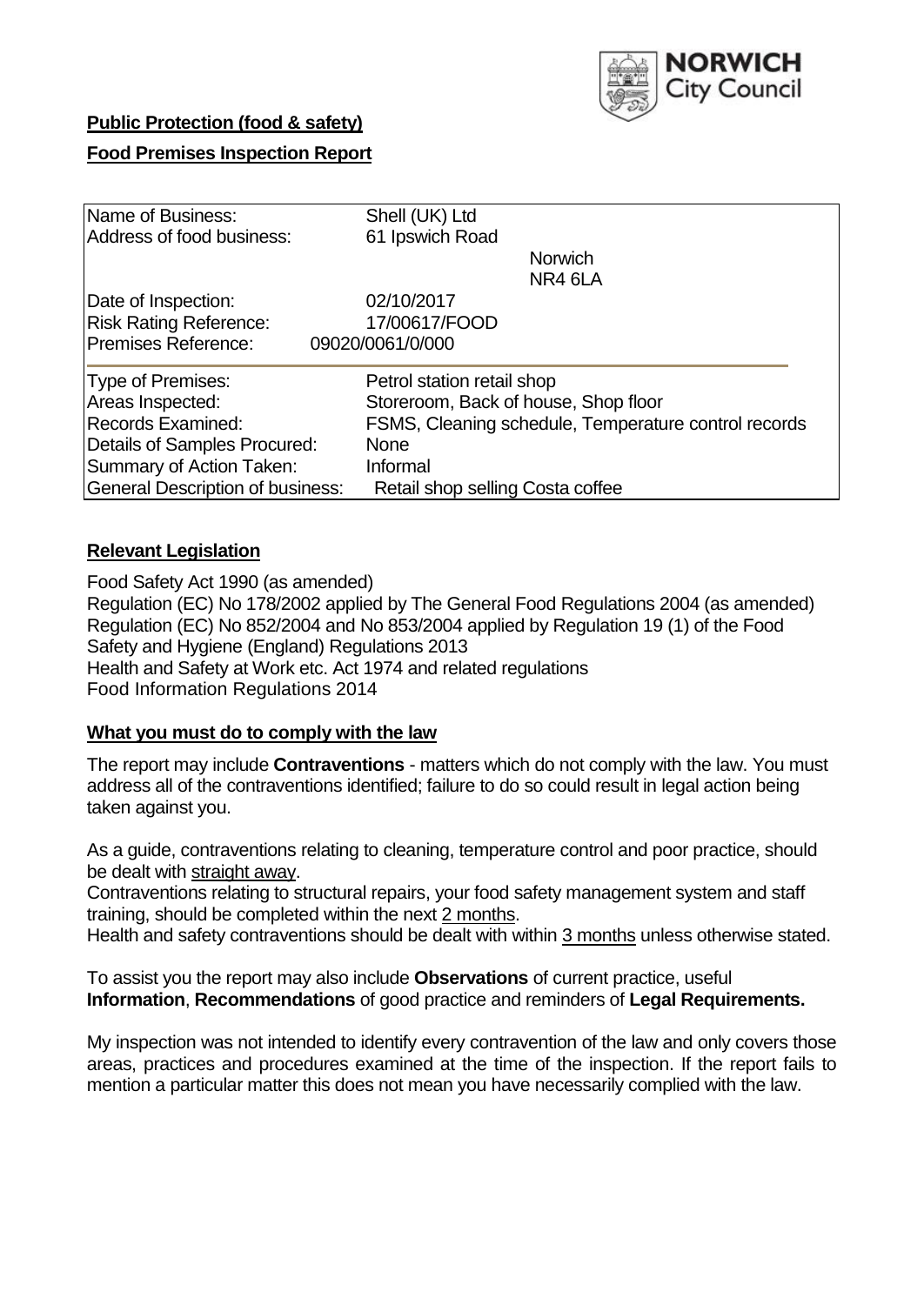**Public Protection (food & safety)**

**Food Premises Inspection Report**

| | |
|---|---|
| Name of Business: | Shell (UK) Ltd |
| Address of food business: | 61 Ipswich Road<br>Norwich<br>NR4 6LA |
| Date of Inspection: | 02/10/2017 |
| Risk Rating Reference: | 17/00617/FOOD |
| Premises Reference: | 09020/0061/0/000 |
| Type of Premises: | Petrol station retail shop |
| Areas Inspected: | Storeroom, Back of house, Shop floor |
| Records Examined: | FSMS, Cleaning schedule, Temperature control records |
| Details of Samples Procured: | None |
| Summary of Action Taken: | Informal |
| General Description of business: | Retail shop selling Costa coffee |

## Relevant Legislation

Food Safety Act 1990 (as amended)
Regulation (EC) No 178/2002 applied by The General Food Regulations 2004 (as amended)
Regulation (EC) No 852/2004 and No 853/2004 applied by Regulation 19 (1) of the Food Safety and Hygiene (England) Regulations 2013
Health and Safety at Work etc. Act 1974 and related regulations
Food Information Regulations 2014

## What you must do to comply with the law

The report may include **Contraventions** - matters which do not comply with the law. You must address all of the contraventions identified; failure to do so could result in legal action being taken against you.

As a guide, contraventions relating to cleaning, temperature control and poor practice, should be dealt with straight away.
Contraventions relating to structural repairs, your food safety management system and staff training, should be completed within the next 2 months.
Health and safety contraventions should be dealt with within 3 months unless otherwise stated.

To assist you the report may also include **Observations** of current practice, useful **Information**, **Recommendations** of good practice and reminders of **Legal Requirements.**

My inspection was not intended to identify every contravention of the law and only covers those areas, practices and procedures examined at the time of the inspection. If the report fails to mention a particular matter this does not mean you have necessarily complied with the law.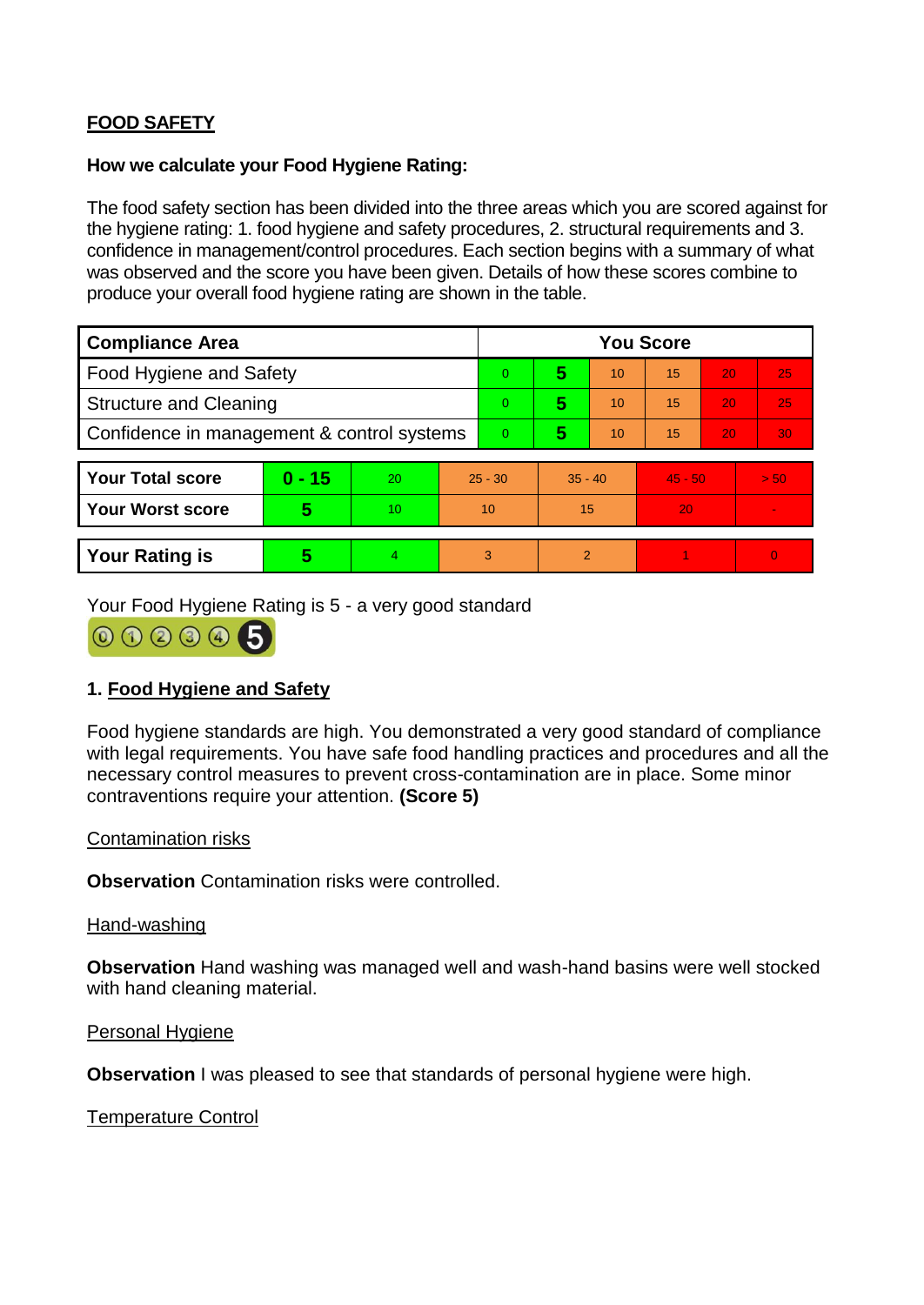## FOOD SAFETY

**How we calculate your Food Hygiene Rating:**

The food safety section has been divided into the three areas which you are scored against for the hygiene rating: 1. food hygiene and safety procedures, 2. structural requirements and 3. confidence in management/control procedures. Each section begins with a summary of what was observed and the score you have been given. Details of how these scores combine to produce your overall food hygiene rating are shown in the table.

| Compliance Area | You Score | | | | | |
|---|---|---|---|---|---|---|
| Food Hygiene and Safety | 0 | **5** | 10 | 15 | 20 | 25 |
| Structure and Cleaning | 0 | **5** | 10 | 15 | 20 | 25 |
| Confidence in management & control systems | 0 | **5** | 10 | 15 | 20 | 30 |

| | | | | | | |
|---|---|---|---|---|---|---|
| **Your Total score** | **0 - 15** | 20 | 25 - 30 | 35 - 40 | 45 - 50 | > 50 |
| **Your Worst score** | **5** | 10 | 10 | 15 | 20 | - |
| **Your Rating is** | **5** | 4 | 3 | 2 | 1 | 0 |

Your Food Hygiene Rating is 5 - a very good standard

### 1. Food Hygiene and Safety

Food hygiene standards are high. You demonstrated a very good standard of compliance with legal requirements. You have safe food handling practices and procedures and all the necessary control measures to prevent cross-contamination are in place. Some minor contraventions require your attention. **(Score 5)**

Contamination risks

**Observation** Contamination risks were controlled.

Hand-washing

**Observation** Hand washing was managed well and wash-hand basins were well stocked with hand cleaning material.

Personal Hygiene

**Observation** I was pleased to see that standards of personal hygiene were high.

Temperature Control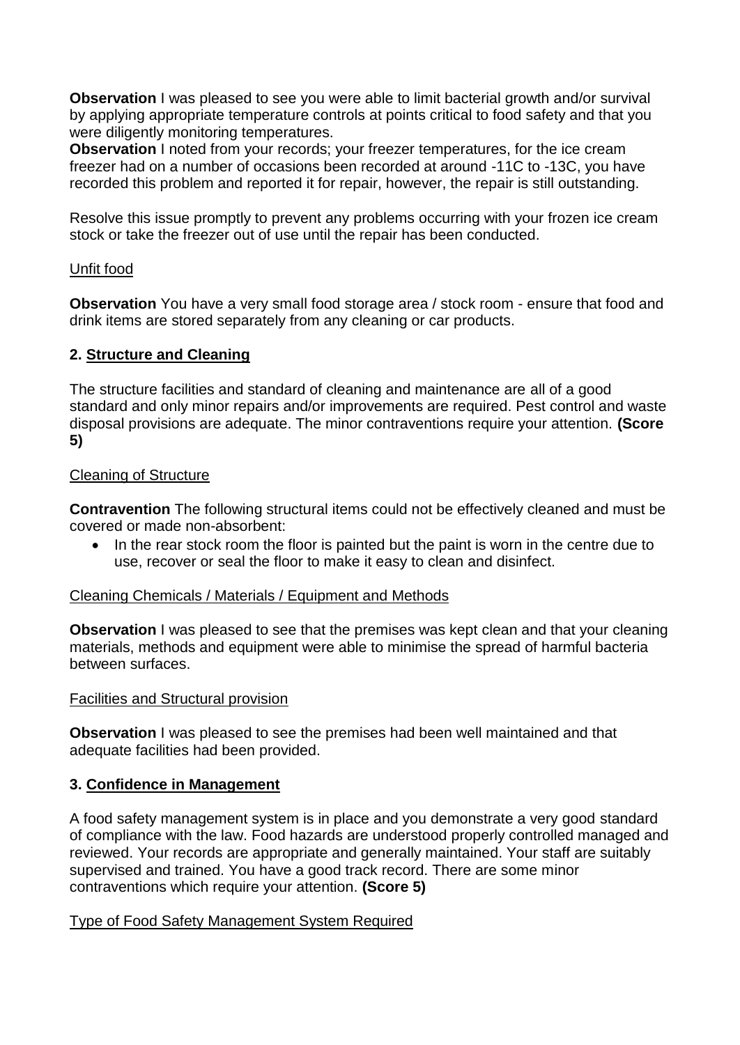**Observation** I was pleased to see you were able to limit bacterial growth and/or survival by applying appropriate temperature controls at points critical to food safety and that you were diligently monitoring temperatures.

**Observation** I noted from your records; your freezer temperatures, for the ice cream freezer had on a number of occasions been recorded at around -11C to -13C, you have recorded this problem and reported it for repair, however, the repair is still outstanding.

Resolve this issue promptly to prevent any problems occurring with your frozen ice cream stock or take the freezer out of use until the repair has been conducted.

Unfit food

**Observation** You have a very small food storage area / stock room - ensure that food and drink items are stored separately from any cleaning or car products.

## 2. Structure and Cleaning

The structure facilities and standard of cleaning and maintenance are all of a good standard and only minor repairs and/or improvements are required. Pest control and waste disposal provisions are adequate. The minor contraventions require your attention. **(Score 5)**

Cleaning of Structure

**Contravention** The following structural items could not be effectively cleaned and must be covered or made non-absorbent:

- In the rear stock room the floor is painted but the paint is worn in the centre due to use, recover or seal the floor to make it easy to clean and disinfect.

Cleaning Chemicals / Materials / Equipment and Methods

**Observation** I was pleased to see that the premises was kept clean and that your cleaning materials, methods and equipment were able to minimise the spread of harmful bacteria between surfaces.

Facilities and Structural provision

**Observation** I was pleased to see the premises had been well maintained and that adequate facilities had been provided.

## 3. Confidence in Management

A food safety management system is in place and you demonstrate a very good standard of compliance with the law. Food hazards are understood properly controlled managed and reviewed. Your records are appropriate and generally maintained. Your staff are suitably supervised and trained. You have a good track record. There are some minor contraventions which require your attention. **(Score 5)**

Type of Food Safety Management System Required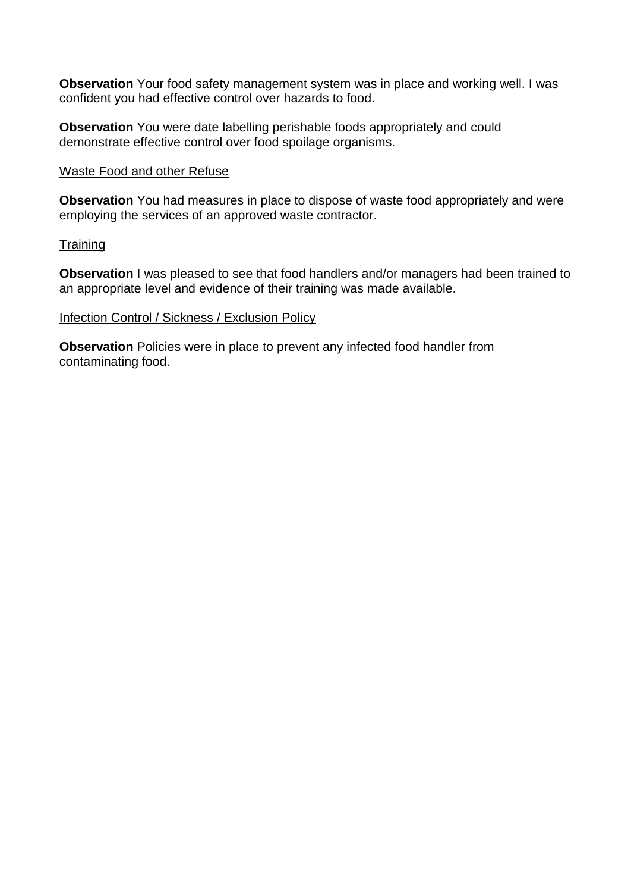**Observation** Your food safety management system was in place and working well. I was confident you had effective control over hazards to food.

**Observation** You were date labelling perishable foods appropriately and could demonstrate effective control over food spoilage organisms.

<u>Waste Food and other Refuse</u>

**Observation** You had measures in place to dispose of waste food appropriately and were employing the services of an approved waste contractor.

<u>Training</u>

**Observation** I was pleased to see that food handlers and/or managers had been trained to an appropriate level and evidence of their training was made available.

<u>Infection Control / Sickness / Exclusion Policy</u>

**Observation** Policies were in place to prevent any infected food handler from contaminating food.